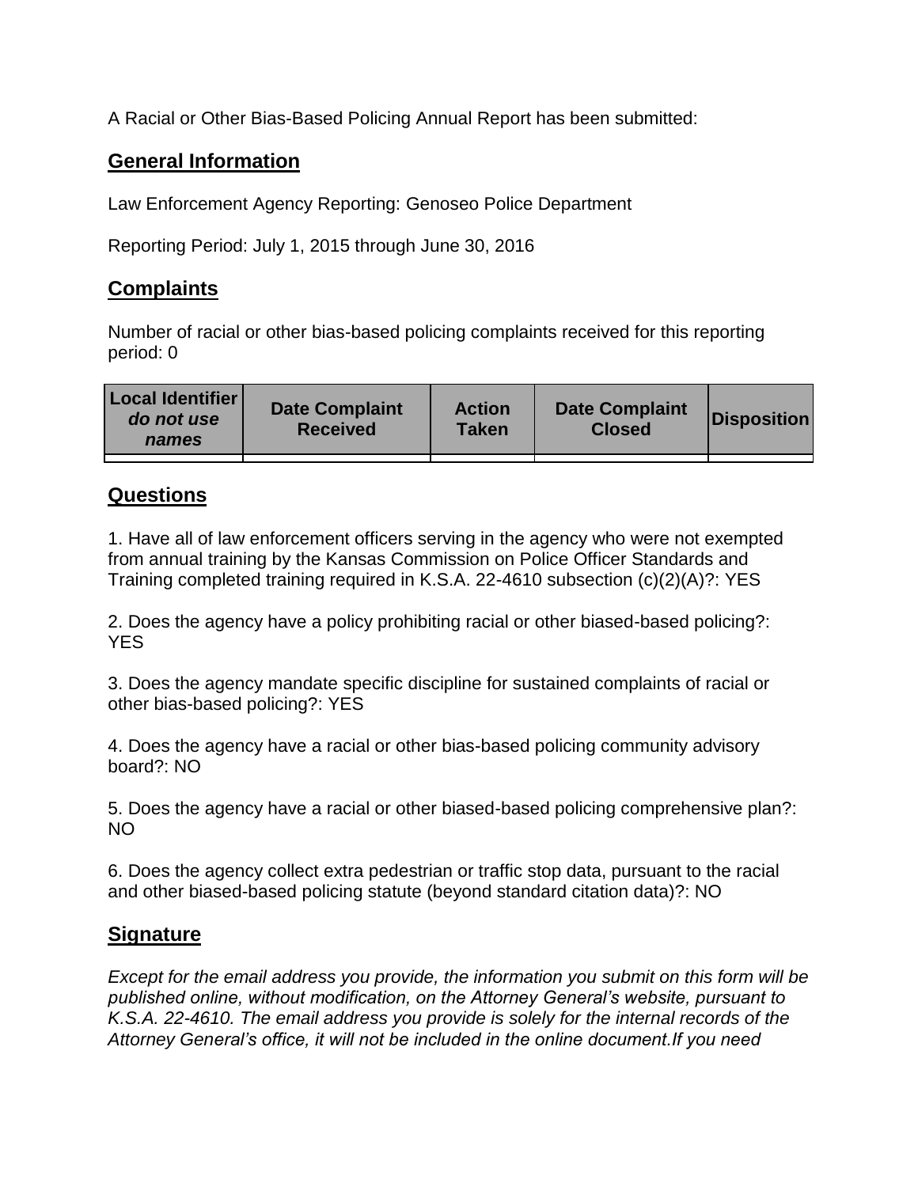A Racial or Other Bias-Based Policing Annual Report has been submitted:

## General Information

Law Enforcement Agency Reporting: Genoseo Police Department

Reporting Period: July 1, 2015 through June 30, 2016

## Complaints

Number of racial or other bias-based policing complaints received for this reporting period: 0

| **Local Identifier** ***do not use names*** | **Date Complaint Received** | **Action Taken** | **Date Complaint Closed** | **Disposition** |
|---|---|---|---|---|
| | | | | |

## Questions

1. Have all of law enforcement officers serving in the agency who were not exempted from annual training by the Kansas Commission on Police Officer Standards and Training completed training required in K.S.A. 22-4610 subsection (c)(2)(A)?: YES

2. Does the agency have a policy prohibiting racial or other biased-based policing?: YES

3. Does the agency mandate specific discipline for sustained complaints of racial or other bias-based policing?: YES

4. Does the agency have a racial or other bias-based policing community advisory board?: NO

5. Does the agency have a racial or other biased-based policing comprehensive plan?: NO

6. Does the agency collect extra pedestrian or traffic stop data, pursuant to the racial and other biased-based policing statute (beyond standard citation data)?: NO

## Signature

*Except for the email address you provide, the information you submit on this form will be published online, without modification, on the Attorney General's website, pursuant to K.S.A. 22-4610. The email address you provide is solely for the internal records of the Attorney General's office, it will not be included in the online document.If you need*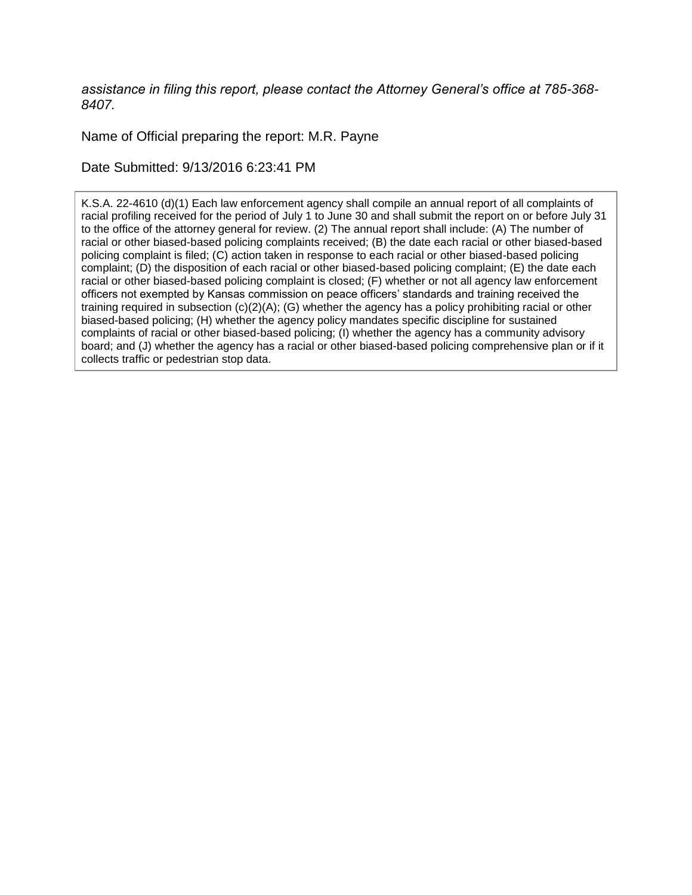*assistance in filing this report, please contact the Attorney General's office at 785-368-8407.*

Name of Official preparing the report: M.R. Payne

Date Submitted: 9/13/2016 6:23:41 PM

K.S.A. 22-4610 (d)(1) Each law enforcement agency shall compile an annual report of all complaints of racial profiling received for the period of July 1 to June 30 and shall submit the report on or before July 31 to the office of the attorney general for review. (2) The annual report shall include: (A) The number of racial or other biased-based policing complaints received; (B) the date each racial or other biased-based policing complaint is filed; (C) action taken in response to each racial or other biased-based policing complaint; (D) the disposition of each racial or other biased-based policing complaint; (E) the date each racial or other biased-based policing complaint is closed; (F) whether or not all agency law enforcement officers not exempted by Kansas commission on peace officers' standards and training received the training required in subsection (c)(2)(A); (G) whether the agency has a policy prohibiting racial or other biased-based policing; (H) whether the agency policy mandates specific discipline for sustained complaints of racial or other biased-based policing; (I) whether the agency has a community advisory board; and (J) whether the agency has a racial or other biased-based policing comprehensive plan or if it collects traffic or pedestrian stop data.